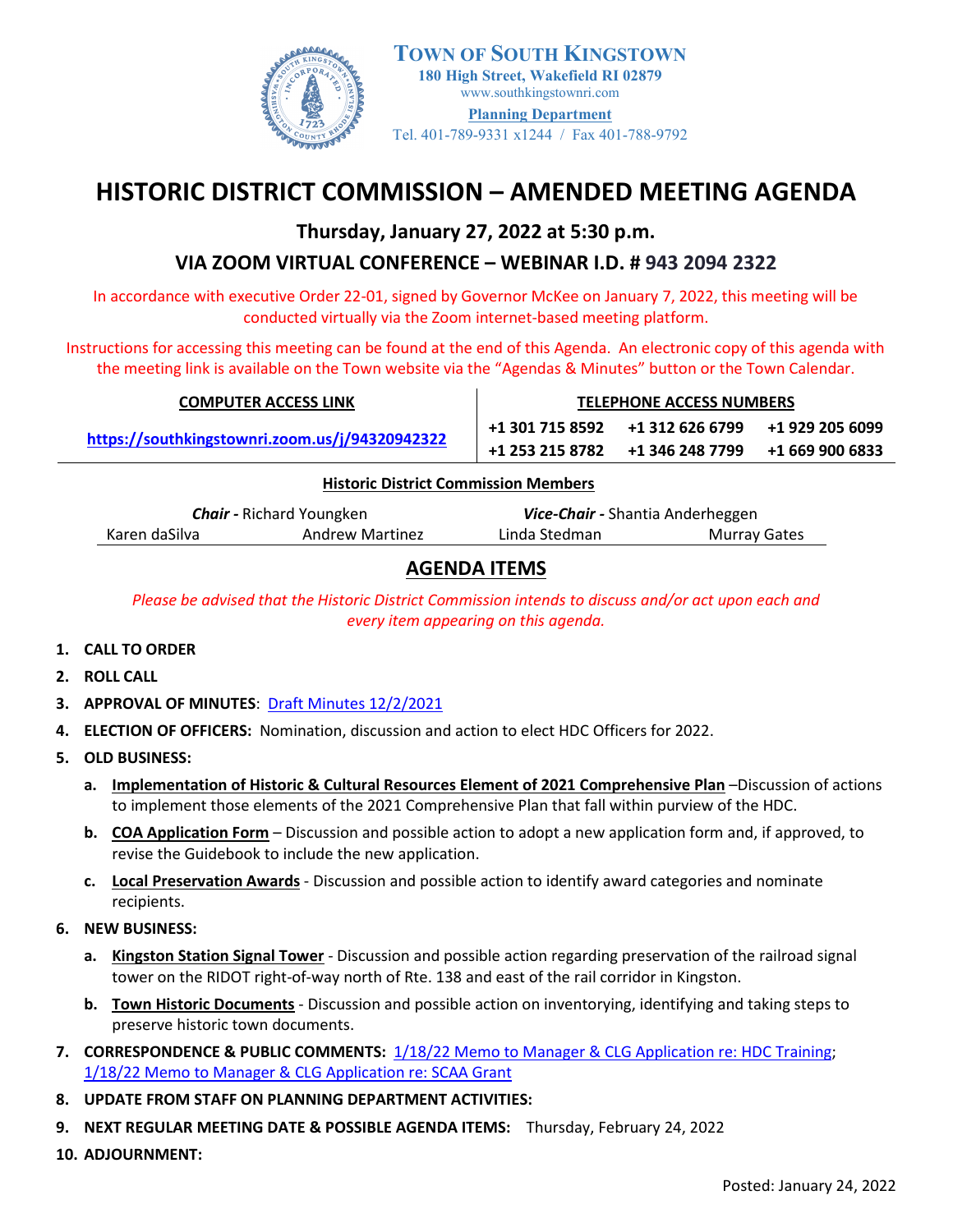**TOWN OF SOUTH KINGSTOWN**
**180 High Street, Wakefield RI 02879**
www.southkingstownri.com
**Planning Department**
Tel. 401-789-9331 x1244 / Fax 401-788-9792

# HISTORIC DISTRICT COMMISSION – AMENDED MEETING AGENDA

## Thursday, January 27, 2022 at 5:30 p.m.

## VIA ZOOM VIRTUAL CONFERENCE – WEBINAR I.D. # 943 2094 2322

In accordance with executive Order 22-01, signed by Governor McKee on January 7, 2022, this meeting will be conducted virtually via the Zoom internet-based meeting platform.

Instructions for accessing this meeting can be found at the end of this Agenda. An electronic copy of this agenda with the meeting link is available on the Town website via the "Agendas & Minutes" button or the Town Calendar.

| COMPUTER ACCESS LINK | TELEPHONE ACCESS NUMBERS | | |
|---|---|---|---|
| https://southkingstownri.zoom.us/j/94320942322 | +1 301 715 8592 | +1 312 626 6799 | +1 929 205 6099 |
| | +1 253 215 8782 | +1 346 248 7799 | +1 669 900 6833 |

**Historic District Commission Members**

***Chair -*** Richard Youngken | ***Vice-Chair -*** Shantia Anderheggen

Karen daSilva | Andrew Martinez | Linda Stedman | Murray Gates

## AGENDA ITEMS

*Please be advised that the Historic District Commission intends to discuss and/or act upon each and every item appearing on this agenda.*

1. **CALL TO ORDER**
2. **ROLL CALL**
3. **APPROVAL OF MINUTES**: Draft Minutes 12/2/2021
4. **ELECTION OF OFFICERS:** Nomination, discussion and action to elect HDC Officers for 2022.
5. **OLD BUSINESS:**
   a. **Implementation of Historic & Cultural Resources Element of 2021 Comprehensive Plan** –Discussion of actions to implement those elements of the 2021 Comprehensive Plan that fall within purview of the HDC.
   b. **COA Application Form** – Discussion and possible action to adopt a new application form and, if approved, to revise the Guidebook to include the new application.
   c. **Local Preservation Awards** - Discussion and possible action to identify award categories and nominate recipients.
6. **NEW BUSINESS:**
   a. **Kingston Station Signal Tower** - Discussion and possible action regarding preservation of the railroad signal tower on the RIDOT right-of-way north of Rte. 138 and east of the rail corridor in Kingston.
   b. **Town Historic Documents** - Discussion and possible action on inventorying, identifying and taking steps to preserve historic town documents.
7. **CORRESPONDENCE & PUBLIC COMMENTS:** 1/18/22 Memo to Manager & CLG Application re: HDC Training; 1/18/22 Memo to Manager & CLG Application re: SCAA Grant
8. **UPDATE FROM STAFF ON PLANNING DEPARTMENT ACTIVITIES:**
9. **NEXT REGULAR MEETING DATE & POSSIBLE AGENDA ITEMS:** Thursday, February 24, 2022
10. **ADJOURNMENT:**

Posted: January 24, 2022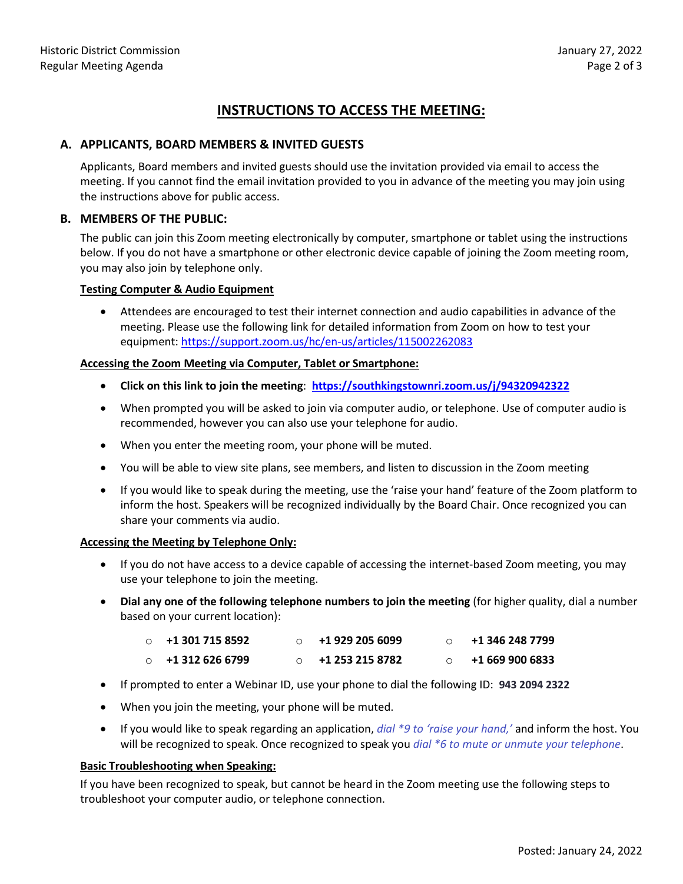# INSTRUCTIONS TO ACCESS THE MEETING:

## A. APPLICANTS, BOARD MEMBERS & INVITED GUESTS

Applicants, Board members and invited guests should use the invitation provided via email to access the meeting. If you cannot find the email invitation provided to you in advance of the meeting you may join using the instructions above for public access.

## B. MEMBERS OF THE PUBLIC:

The public can join this Zoom meeting electronically by computer, smartphone or tablet using the instructions below. If you do not have a smartphone or other electronic device capable of joining the Zoom meeting room, you may also join by telephone only.

### Testing Computer & Audio Equipment

- Attendees are encouraged to test their internet connection and audio capabilities in advance of the meeting. Please use the following link for detailed information from Zoom on how to test your equipment: https://support.zoom.us/hc/en-us/articles/115002262083

### Accessing the Zoom Meeting via Computer, Tablet or Smartphone:

- **Click on this link to join the meeting**: **https://southkingstownri.zoom.us/j/94320942322**
- When prompted you will be asked to join via computer audio, or telephone. Use of computer audio is recommended, however you can also use your telephone for audio.
- When you enter the meeting room, your phone will be muted.
- You will be able to view site plans, see members, and listen to discussion in the Zoom meeting
- If you would like to speak during the meeting, use the 'raise your hand' feature of the Zoom platform to inform the host. Speakers will be recognized individually by the Board Chair. Once recognized you can share your comments via audio.

### Accessing the Meeting by Telephone Only:

- If you do not have access to a device capable of accessing the internet-based Zoom meeting, you may use your telephone to join the meeting.
- **Dial any one of the following telephone numbers to join the meeting** (for higher quality, dial a number based on your current location):
  - **+1 301 715 8592**
  - **+1 929 205 6099**
  - **+1 346 248 7799**
  - **+1 312 626 6799**
  - **+1 253 215 8782**
  - **+1 669 900 6833**
- If prompted to enter a Webinar ID, use your phone to dial the following ID: **943 2094 2322**
- When you join the meeting, your phone will be muted.
- If you would like to speak regarding an application, *dial *9 to 'raise your hand,'* and inform the host. You will be recognized to speak. Once recognized to speak you *dial *6 to mute or unmute your telephone*.

### Basic Troubleshooting when Speaking:

If you have been recognized to speak, but cannot be heard in the Zoom meeting use the following steps to troubleshoot your computer audio, or telephone connection.

Posted: January 24, 2022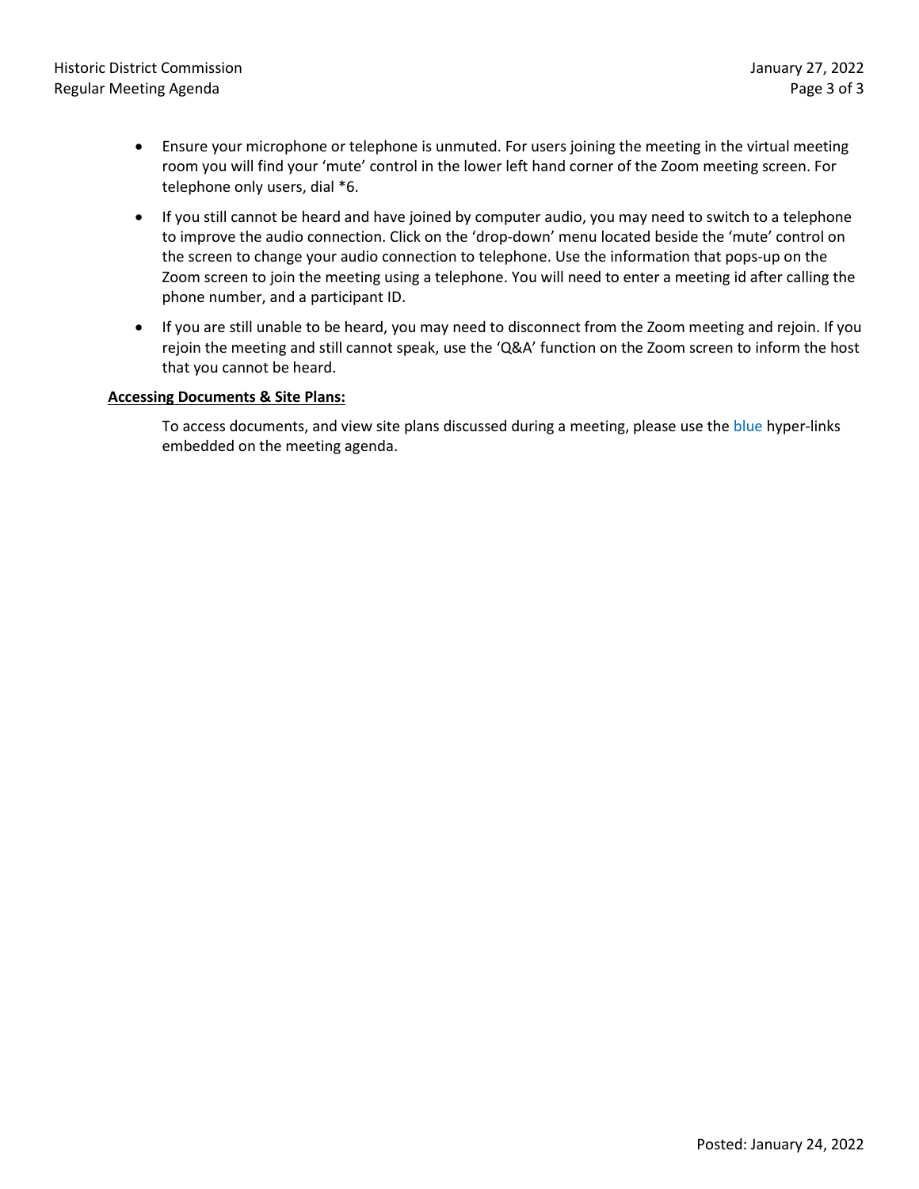- Ensure your microphone or telephone is unmuted. For users joining the meeting in the virtual meeting room you will find your 'mute' control in the lower left hand corner of the Zoom meeting screen. For telephone only users, dial *6.
- If you still cannot be heard and have joined by computer audio, you may need to switch to a telephone to improve the audio connection. Click on the 'drop-down' menu located beside the 'mute' control on the screen to change your audio connection to telephone. Use the information that pops-up on the Zoom screen to join the meeting using a telephone. You will need to enter a meeting id after calling the phone number, and a participant ID.
- If you are still unable to be heard, you may need to disconnect from the Zoom meeting and rejoin. If you rejoin the meeting and still cannot speak, use the 'Q&A' function on the Zoom screen to inform the host that you cannot be heard.

**Accessing Documents & Site Plans:**

To access documents, and view site plans discussed during a meeting, please use the blue hyper-links embedded on the meeting agenda.

Posted: January 24, 2022